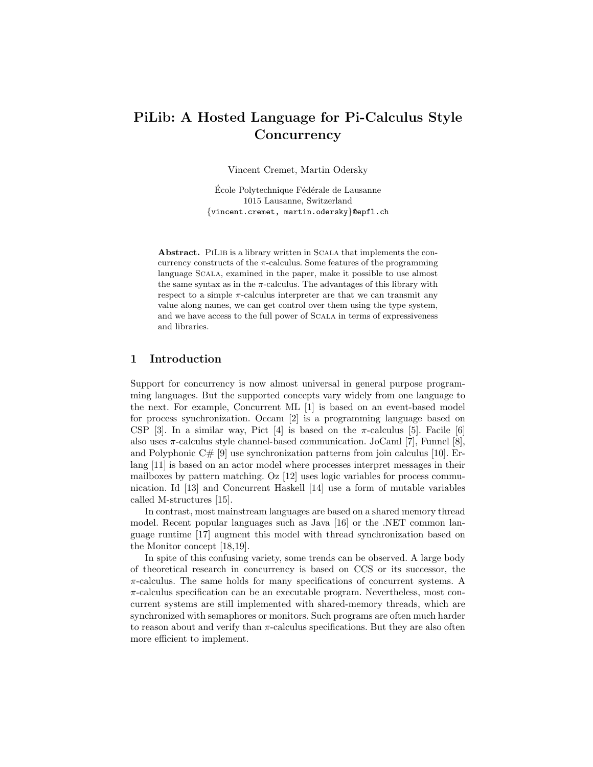# PiLib: A Hosted Language for Pi-Calculus Style Concurrency

Vincent Cremet, Martin Odersky

École Polytechnique Fédérale de Lausanne
1015 Lausanne, Switzerland
{vincent.cremet, martin.odersky}@epfl.ch

**Abstract.** PiLib is a library written in Scala that implements the concurrency constructs of the $\pi$-calculus. Some features of the programming language Scala, examined in the paper, make it possible to use almost the same syntax as in the $\pi$-calculus. The advantages of this library with respect to a simple $\pi$-calculus interpreter are that we can transmit any value along names, we can get control over them using the type system, and we have access to the full power of Scala in terms of expressiveness and libraries.

## 1 Introduction

Support for concurrency is now almost universal in general purpose programming languages. But the supported concepts vary widely from one language to the next. For example, Concurrent ML [1] is based on an event-based model for process synchronization. Occam [2] is a programming language based on CSP [3]. In a similar way, Pict [4] is based on the $\pi$-calculus [5]. Facile [6] also uses $\pi$-calculus style channel-based communication. JoCaml [7], Funnel [8], and Polyphonic C# [9] use synchronization patterns from join calculus [10]. Erlang [11] is based on an actor model where processes interpret messages in their mailboxes by pattern matching. Oz [12] uses logic variables for process communication. Id [13] and Concurrent Haskell [14] use a form of mutable variables called M-structures [15].

In contrast, most mainstream languages are based on a shared memory thread model. Recent popular languages such as Java [16] or the .NET common language runtime [17] augment this model with thread synchronization based on the Monitor concept [18,19].

In spite of this confusing variety, some trends can be observed. A large body of theoretical research in concurrency is based on CCS or its successor, the $\pi$-calculus. The same holds for many specifications of concurrent systems. A $\pi$-calculus specification can be an executable program. Nevertheless, most concurrent systems are still implemented with shared-memory threads, which are synchronized with semaphores or monitors. Such programs are often much harder to reason about and verify than $\pi$-calculus specifications. But they are also often more efficient to implement.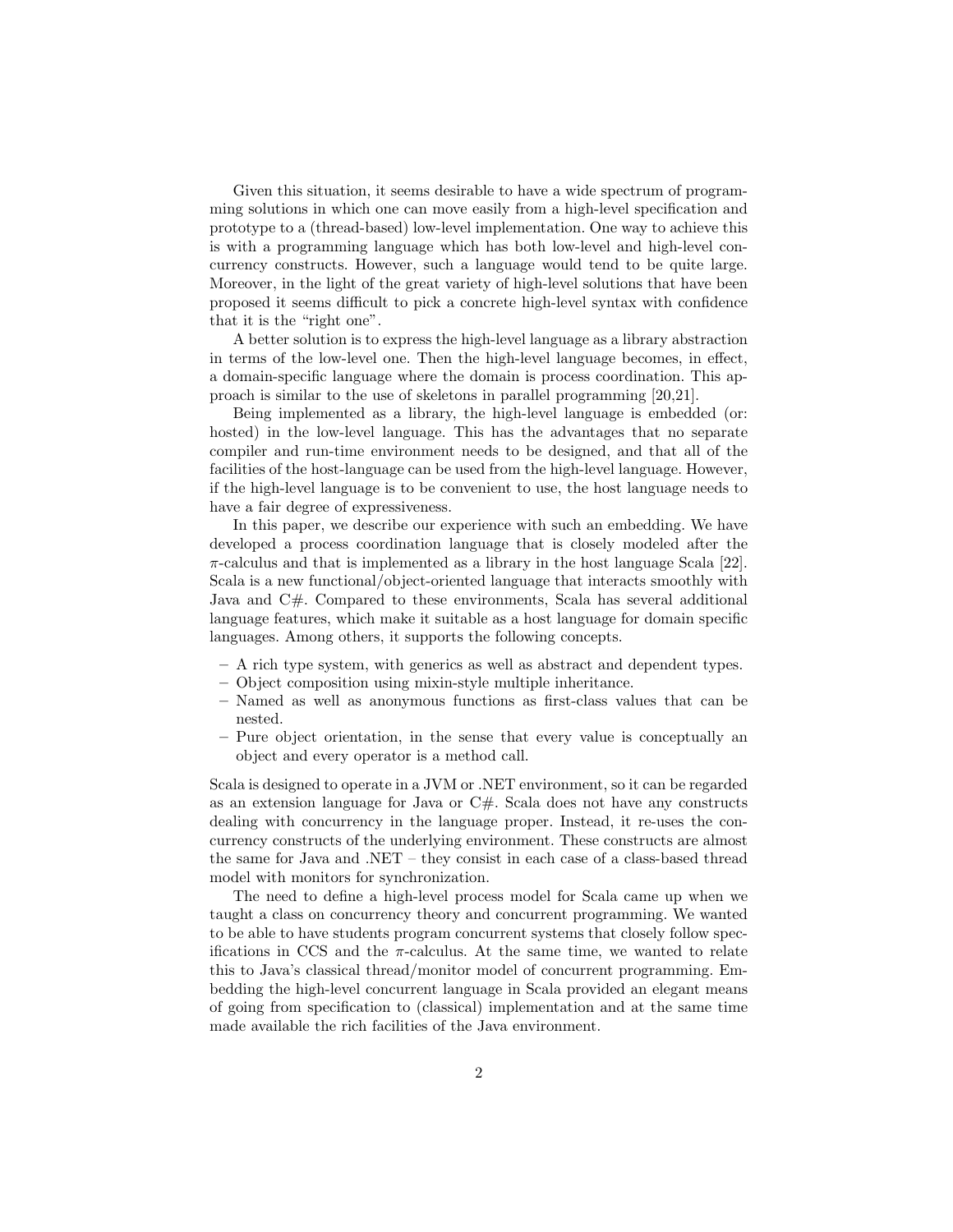Given this situation, it seems desirable to have a wide spectrum of programming solutions in which one can move easily from a high-level specification and prototype to a (thread-based) low-level implementation. One way to achieve this is with a programming language which has both low-level and high-level concurrency constructs. However, such a language would tend to be quite large. Moreover, in the light of the great variety of high-level solutions that have been proposed it seems difficult to pick a concrete high-level syntax with confidence that it is the "right one".

A better solution is to express the high-level language as a library abstraction in terms of the low-level one. Then the high-level language becomes, in effect, a domain-specific language where the domain is process coordination. This approach is similar to the use of skeletons in parallel programming [20,21].

Being implemented as a library, the high-level language is embedded (or: hosted) in the low-level language. This has the advantages that no separate compiler and run-time environment needs to be designed, and that all of the facilities of the host-language can be used from the high-level language. However, if the high-level language is to be convenient to use, the host language needs to have a fair degree of expressiveness.

In this paper, we describe our experience with such an embedding. We have developed a process coordination language that is closely modeled after the $\pi$-calculus and that is implemented as a library in the host language Scala [22]. Scala is a new functional/object-oriented language that interacts smoothly with Java and C#. Compared to these environments, Scala has several additional language features, which make it suitable as a host language for domain specific languages. Among others, it supports the following concepts.

- A rich type system, with generics as well as abstract and dependent types.
- Object composition using mixin-style multiple inheritance.
- Named as well as anonymous functions as first-class values that can be nested.
- Pure object orientation, in the sense that every value is conceptually an object and every operator is a method call.

Scala is designed to operate in a JVM or .NET environment, so it can be regarded as an extension language for Java or C#. Scala does not have any constructs dealing with concurrency in the language proper. Instead, it re-uses the concurrency constructs of the underlying environment. These constructs are almost the same for Java and .NET – they consist in each case of a class-based thread model with monitors for synchronization.

The need to define a high-level process model for Scala came up when we taught a class on concurrency theory and concurrent programming. We wanted to be able to have students program concurrent systems that closely follow specifications in CCS and the $\pi$-calculus. At the same time, we wanted to relate this to Java's classical thread/monitor model of concurrent programming. Embedding the high-level concurrent language in Scala provided an elegant means of going from specification to (classical) implementation and at the same time made available the rich facilities of the Java environment.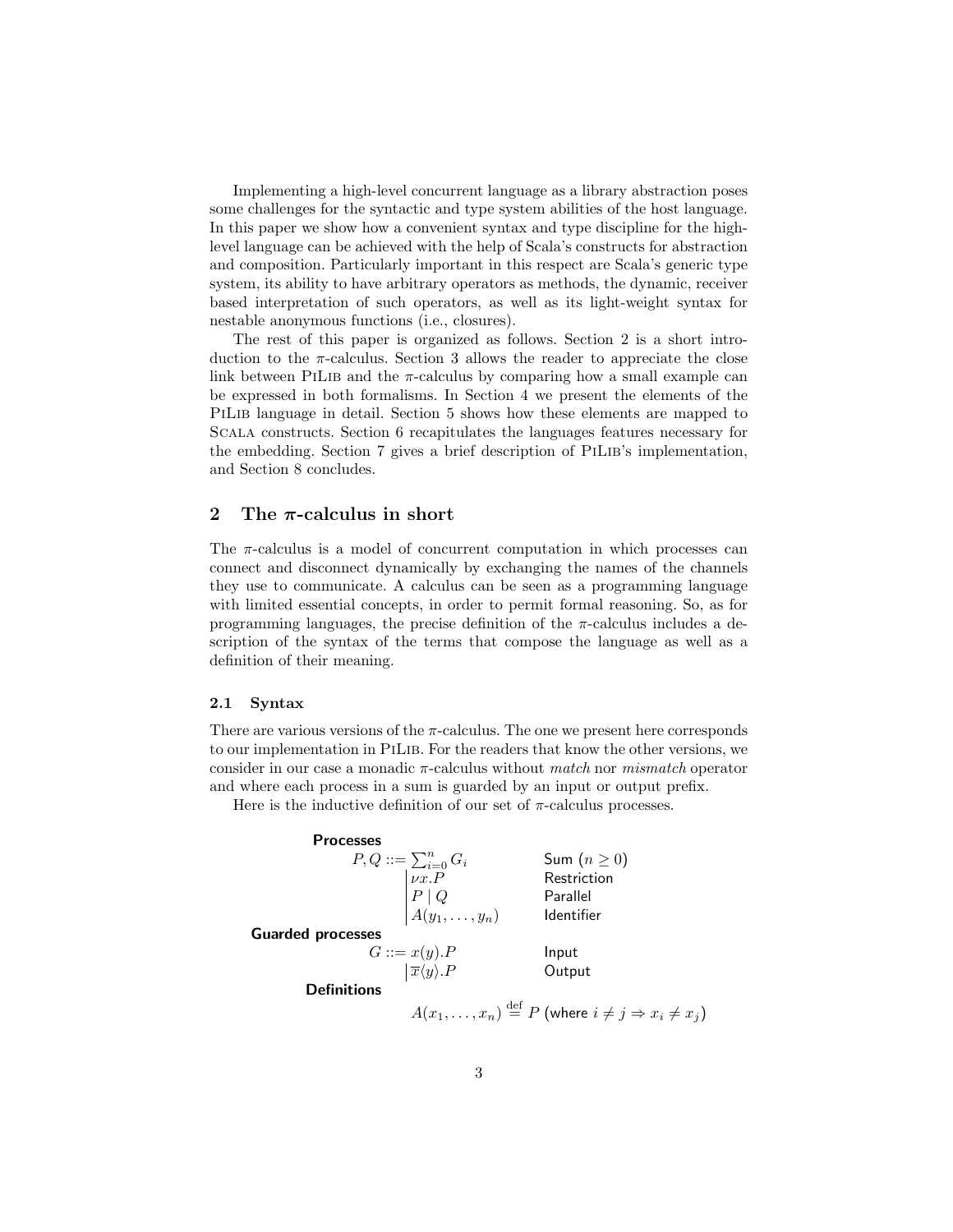Implementing a high-level concurrent language as a library abstraction poses some challenges for the syntactic and type system abilities of the host language. In this paper we show how a convenient syntax and type discipline for the high-level language can be achieved with the help of Scala's constructs for abstraction and composition. Particularly important in this respect are Scala's generic type system, its ability to have arbitrary operators as methods, the dynamic, receiver based interpretation of such operators, as well as its light-weight syntax for nestable anonymous functions (i.e., closures).

The rest of this paper is organized as follows. Section 2 is a short introduction to the $\pi$-calculus. Section 3 allows the reader to appreciate the close link between PiLib and the $\pi$-calculus by comparing how a small example can be expressed in both formalisms. In Section 4 we present the elements of the PiLib language in detail. Section 5 shows how these elements are mapped to Scala constructs. Section 6 recapitulates the languages features necessary for the embedding. Section 7 gives a brief description of PiLib's implementation, and Section 8 concludes.

## 2 The $\pi$-calculus in short

The $\pi$-calculus is a model of concurrent computation in which processes can connect and disconnect dynamically by exchanging the names of the channels they use to communicate. A calculus can be seen as a programming language with limited essential concepts, in order to permit formal reasoning. So, as for programming languages, the precise definition of the $\pi$-calculus includes a description of the syntax of the terms that compose the language as well as a definition of their meaning.

### 2.1 Syntax

There are various versions of the $\pi$-calculus. The one we present here corresponds to our implementation in PiLib. For the readers that know the other versions, we consider in our case a monadic $\pi$-calculus without *match* nor *mismatch* operator and where each process in a sum is guarded by an input or output prefix.

Here is the inductive definition of our set of $\pi$-calculus processes.

**Processes**

$$
\begin{aligned}
P, Q ::= \; & \textstyle\sum_{i=0}^{n} G_i && \text{Sum } (n \geq 0) \\
\mid \; & \nu x.P && \text{Restriction} \\
\mid \; & P \mid Q && \text{Parallel} \\
\mid \; & A(y_1, \ldots, y_n) && \text{Identifier}
\end{aligned}
$$

**Guarded processes**

$$
\begin{aligned}
G ::= \; & x(y).P && \text{Input} \\
\mid \; & \overline{x}\langle y \rangle.P && \text{Output}
\end{aligned}
$$

**Definitions**

$$
A(x_1, \ldots, x_n) \stackrel{\text{def}}{=} P \;\; (\text{where } i \neq j \Rightarrow x_i \neq x_j)
$$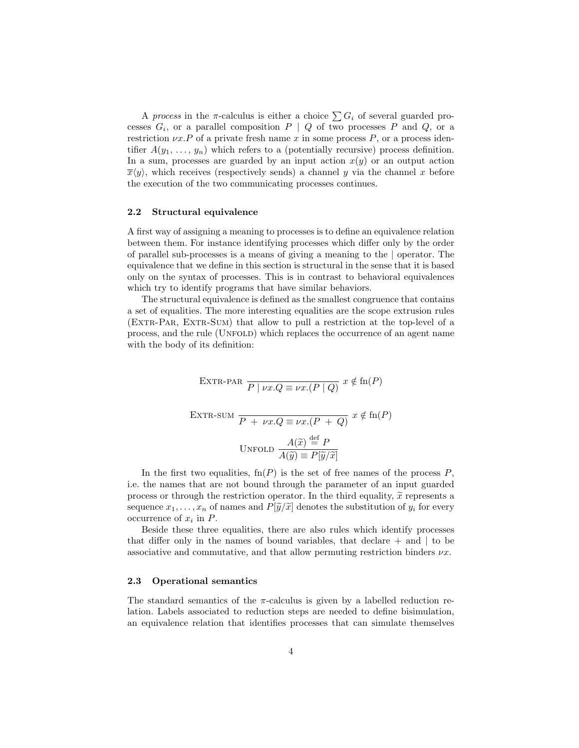A *process* in the $\pi$-calculus is either a choice $\sum G_i$ of several guarded processes $G_i$, or a parallel composition $P \mid Q$ of two processes $P$ and $Q$, or a restriction $\nu x.P$ of a private fresh name $x$ in some process $P$, or a process identifier $A(y_1, \ldots, y_n)$ which refers to a (potentially recursive) process definition. In a sum, processes are guarded by an input action $x(y)$ or an output action $\overline{x}\langle y \rangle$, which receives (respectively sends) a channel $y$ via the channel $x$ before the execution of the two communicating processes continues.

### 2.2 Structural equivalence

A first way of assigning a meaning to processes is to define an equivalence relation between them. For instance identifying processes which differ only by the order of parallel sub-processes is a means of giving a meaning to the $\mid$ operator. The equivalence that we define in this section is structural in the sense that it is based only on the syntax of processes. This is in contrast to behavioral equivalences which try to identify programs that have similar behaviors.

The structural equivalence is defined as the smallest congruence that contains a set of equalities. The more interesting equalities are the scope extrusion rules (Extr-Par, Extr-Sum) that allow to pull a restriction at the top-level of a process, and the rule (Unfold) which replaces the occurrence of an agent name with the body of its definition:

$$\textsc{Extr-par}\ \frac{}{P \mid \nu x.Q \equiv \nu x.(P \mid Q)}\ x \notin \mathrm{fn}(P)$$

$$\textsc{Extr-sum}\ \frac{}{P\ +\ \nu x.Q \equiv \nu x.(P\ +\ Q)}\ x \notin \mathrm{fn}(P)$$

$$\textsc{Unfold}\ \frac{A(\widetilde{x}) \stackrel{\mathrm{def}}{=} P}{A(\widetilde{y}) \equiv P[\widetilde{y}/\widetilde{x}]}$$

In the first two equalities, $\mathrm{fn}(P)$ is the set of free names of the process $P$, i.e. the names that are not bound through the parameter of an input guarded process or through the restriction operator. In the third equality, $\widetilde{x}$ represents a sequence $x_1, \ldots, x_n$ of names and $P[\widetilde{y}/\widetilde{x}]$ denotes the substitution of $y_i$ for every occurrence of $x_i$ in $P$.

Beside these three equalities, there are also rules which identify processes that differ only in the names of bound variables, that declare $+$ and $\mid$ to be associative and commutative, and that allow permuting restriction binders $\nu x$.

### 2.3 Operational semantics

The standard semantics of the $\pi$-calculus is given by a labelled reduction relation. Labels associated to reduction steps are needed to define bisimulation, an equivalence relation that identifies processes that can simulate themselves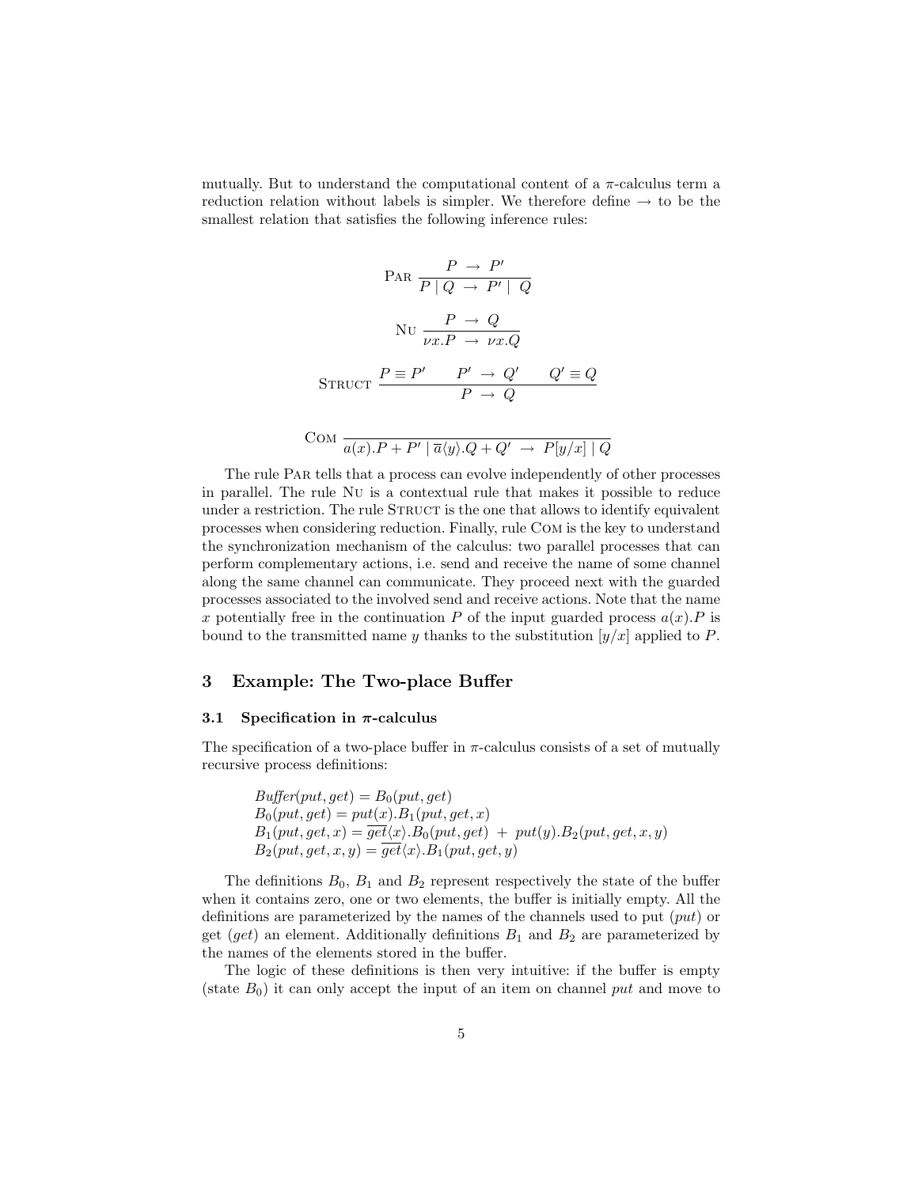mutually. But to understand the computational content of a $\pi$-calculus term a reduction relation without labels is simpler. We therefore define $\rightarrow$ to be the smallest relation that satisfies the following inference rules:

$$\textsc{Par}\ \frac{P \rightarrow P'}{P \mid Q \rightarrow P' \mid Q}$$

$$\textsc{Nu}\ \frac{P \rightarrow Q}{\nu x.P \rightarrow \nu x.Q}$$

$$\textsc{Struct}\ \frac{P \equiv P' \qquad P' \rightarrow Q' \qquad Q' \equiv Q}{P \rightarrow Q}$$

$$\textsc{Com}\ \frac{}{a(x).P + P' \mid \overline{a}\langle y\rangle.Q + Q' \rightarrow P[y/x] \mid Q}$$

The rule Par tells that a process can evolve independently of other processes in parallel. The rule Nu is a contextual rule that makes it possible to reduce under a restriction. The rule Struct is the one that allows to identify equivalent processes when considering reduction. Finally, rule Com is the key to understand the synchronization mechanism of the calculus: two parallel processes that can perform complementary actions, i.e. send and receive the name of some channel along the same channel can communicate. They proceed next with the guarded processes associated to the involved send and receive actions. Note that the name $x$ potentially free in the continuation $P$ of the input guarded process $a(x).P$ is bound to the transmitted name $y$ thanks to the substitution $[y/x]$ applied to $P$.

## 3 Example: The Two-place Buffer

### 3.1 Specification in $\pi$-calculus

The specification of a two-place buffer in $\pi$-calculus consists of a set of mutually recursive process definitions:

$$
\begin{aligned}
&\mathit{Buffer}(put, get) = B_0(put, get)\\
&B_0(put, get) = put(x).B_1(put, get, x)\\
&B_1(put, get, x) = \overline{get}\langle x\rangle.B_0(put, get) \ + \ put(y).B_2(put, get, x, y)\\
&B_2(put, get, x, y) = \overline{get}\langle x\rangle.B_1(put, get, y)
\end{aligned}
$$

The definitions $B_0$, $B_1$ and $B_2$ represent respectively the state of the buffer when it contains zero, one or two elements, the buffer is initially empty. All the definitions are parameterized by the names of the channels used to put (*put*) or get (*get*) an element. Additionally definitions $B_1$ and $B_2$ are parameterized by the names of the elements stored in the buffer.

The logic of these definitions is then very intuitive: if the buffer is empty (state $B_0$) it can only accept the input of an item on channel *put* and move to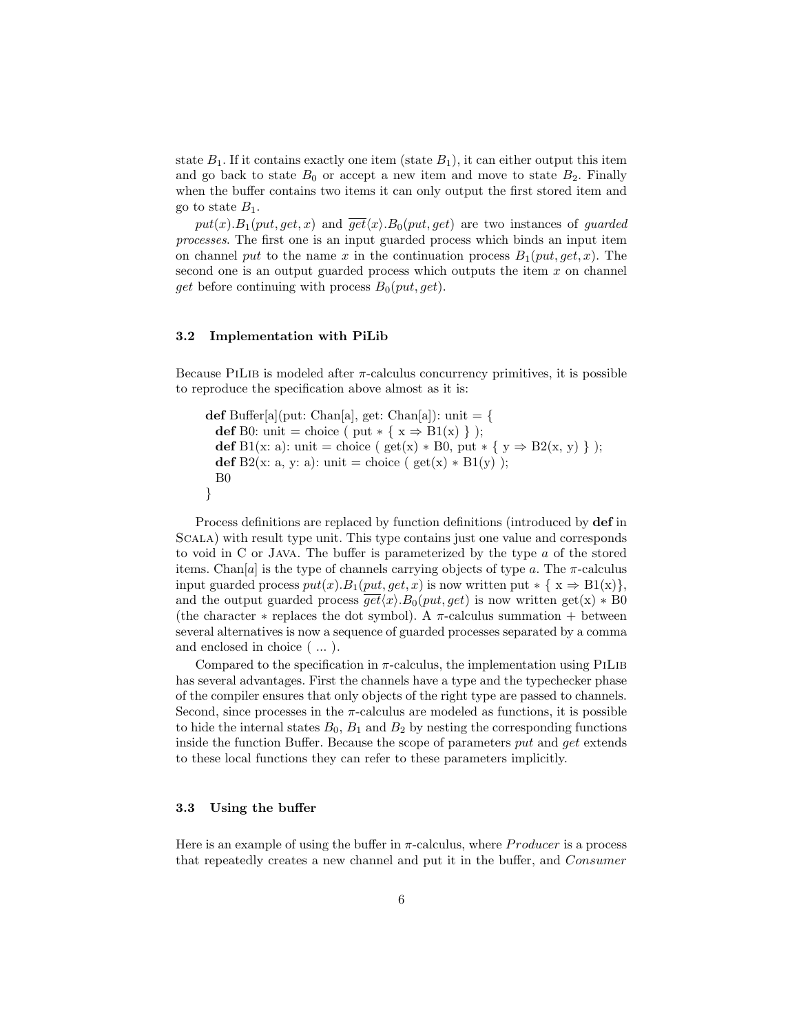state $B_1$. If it contains exactly one item (state $B_1$), it can either output this item and go back to state $B_0$ or accept a new item and move to state $B_2$. Finally when the buffer contains two items it can only output the first stored item and go to state $B_1$.

$put(x).B_1(put, get, x)$ and $\overline{get}\langle x\rangle.B_0(put, get)$ are two instances of *guarded processes*. The first one is an input guarded process which binds an input item on channel *put* to the name $x$ in the continuation process $B_1(put, get, x)$. The second one is an output guarded process which outputs the item $x$ on channel *get* before continuing with process $B_0(put, get)$.

### 3.2 Implementation with PiLib

Because PiLib is modeled after $\pi$-calculus concurrency primitives, it is possible to reproduce the specification above almost as it is:

```
def Buffer[a](put: Chan[a], get: Chan[a]): unit = {
  def B0: unit = choice ( put * { x ⇒ B1(x) } );
  def B1(x: a): unit = choice ( get(x) * B0, put * { y ⇒ B2(x, y) } );
  def B2(x: a, y: a): unit = choice ( get(x) * B1(y) );
  B0
}
```

Process definitions are replaced by function definitions (introduced by **def** in Scala) with result type unit. This type contains just one value and corresponds to void in C or Java. The buffer is parameterized by the type $a$ of the stored items. Chan[$a$] is the type of channels carrying objects of type $a$. The $\pi$-calculus input guarded process $put(x).B_1(put, get, x)$ is now written put ∗ { x ⇒ B1(x)}, and the output guarded process $\overline{get}\langle x\rangle.B_0(put, get)$ is now written get(x) ∗ B0 (the character ∗ replaces the dot symbol). A $\pi$-calculus summation + between several alternatives is now a sequence of guarded processes separated by a comma and enclosed in choice ( ... ).

Compared to the specification in $\pi$-calculus, the implementation using PiLib has several advantages. First the channels have a type and the typechecker phase of the compiler ensures that only objects of the right type are passed to channels. Second, since processes in the $\pi$-calculus are modeled as functions, it is possible to hide the internal states $B_0$, $B_1$ and $B_2$ by nesting the corresponding functions inside the function Buffer. Because the scope of parameters *put* and *get* extends to these local functions they can refer to these parameters implicitly.

### 3.3 Using the buffer

Here is an example of using the buffer in $\pi$-calculus, where *Producer* is a process that repeatedly creates a new channel and put it in the buffer, and *Consumer*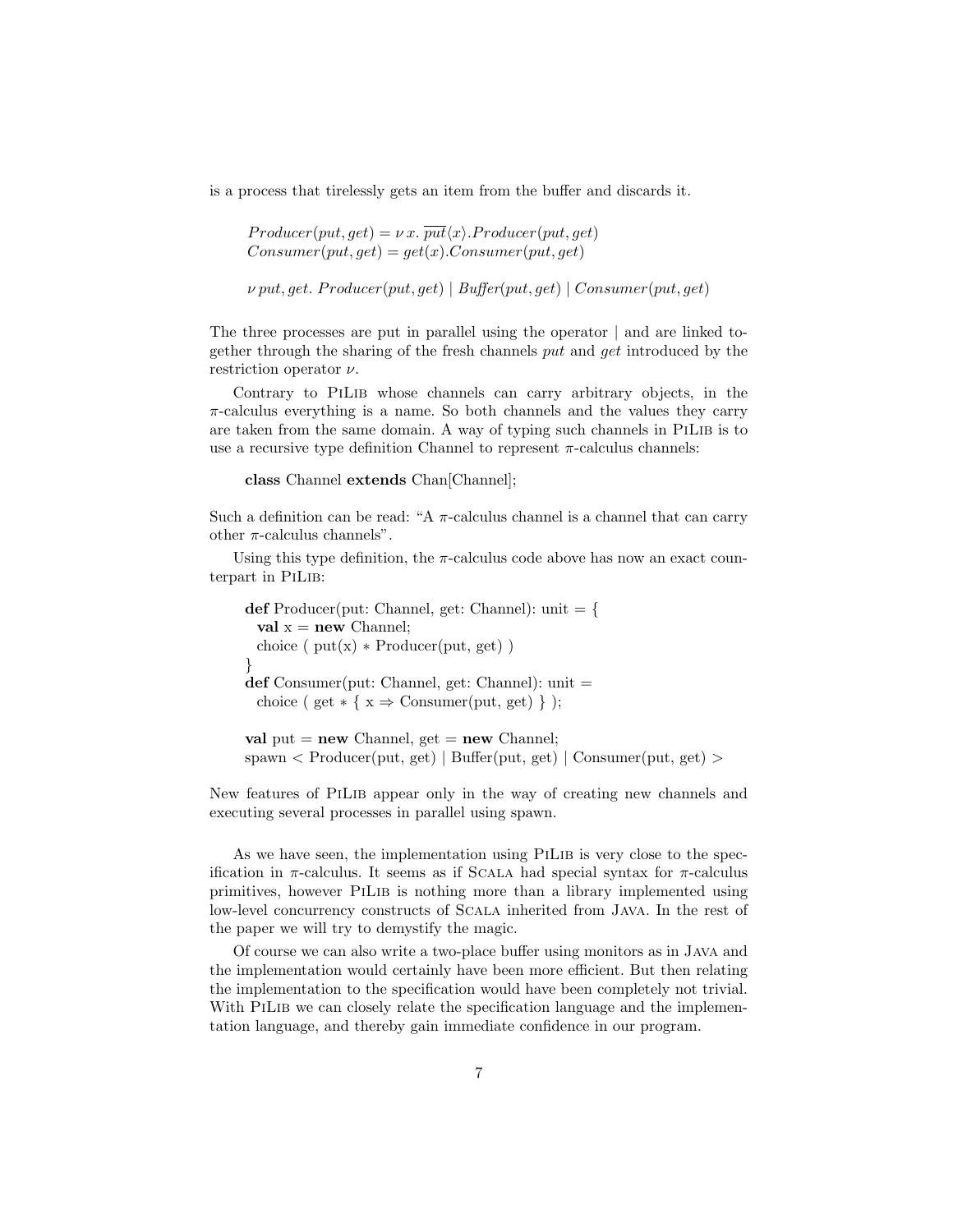is a process that tirelessly gets an item from the buffer and discards it.

$$Producer(put, get) = \nu\, x.\ \overline{put}\langle x\rangle.Producer(put, get)$$
$$Consumer(put, get) = get(x).Consumer(put, get)$$

$$\nu\, put, get.\ Producer(put, get) \mid Buffer(put, get) \mid Consumer(put, get)$$

The three processes are put in parallel using the operator | and are linked together through the sharing of the fresh channels *put* and *get* introduced by the restriction operator $\nu$.

Contrary to PiLib whose channels can carry arbitrary objects, in the $\pi$-calculus everything is a name. So both channels and the values they carry are taken from the same domain. A way of typing such channels in PiLib is to use a recursive type definition Channel to represent $\pi$-calculus channels:

```
class Channel extends Chan[Channel];
```

Such a definition can be read: "A $\pi$-calculus channel is a channel that can carry other $\pi$-calculus channels".

Using this type definition, the $\pi$-calculus code above has now an exact counterpart in PiLib:

```
def Producer(put: Channel, get: Channel): unit = {
  val x = new Channel;
  choice ( put(x) * Producer(put, get) )
}
def Consumer(put: Channel, get: Channel): unit =
  choice ( get * { x ⇒ Consumer(put, get) } );

val put = new Channel, get = new Channel;
spawn < Producer(put, get) | Buffer(put, get) | Consumer(put, get) >
```

New features of PiLib appear only in the way of creating new channels and executing several processes in parallel using spawn.

As we have seen, the implementation using PiLib is very close to the specification in $\pi$-calculus. It seems as if Scala had special syntax for $\pi$-calculus primitives, however PiLib is nothing more than a library implemented using low-level concurrency constructs of Scala inherited from Java. In the rest of the paper we will try to demystify the magic.

Of course we can also write a two-place buffer using monitors as in Java and the implementation would certainly have been more efficient. But then relating the implementation to the specification would have been completely not trivial. With PiLib we can closely relate the specification language and the implementation language, and thereby gain immediate confidence in our program.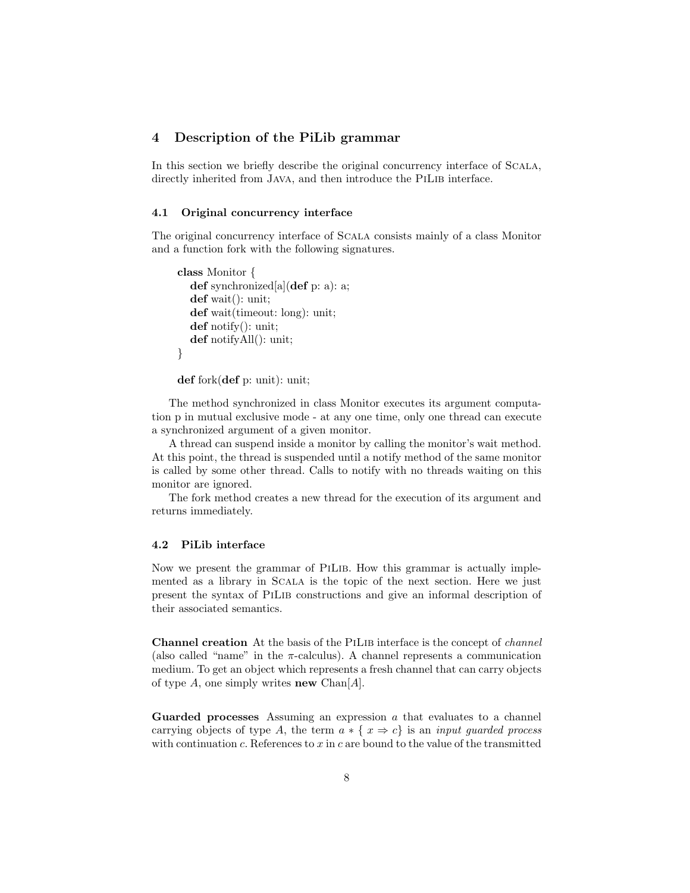## 4 Description of the PiLib grammar

In this section we briefly describe the original concurrency interface of SCALA, directly inherited from JAVA, and then introduce the PILIB interface.

### 4.1 Original concurrency interface

The original concurrency interface of SCALA consists mainly of a class Monitor and a function fork with the following signatures.

```
class Monitor {
  def synchronized[a](def p: a): a;
  def wait(): unit;
  def wait(timeout: long): unit;
  def notify(): unit;
  def notifyAll(): unit;
}

def fork(def p: unit): unit;
```

The method synchronized in class Monitor executes its argument computation p in mutual exclusive mode - at any one time, only one thread can execute a synchronized argument of a given monitor.

A thread can suspend inside a monitor by calling the monitor's wait method. At this point, the thread is suspended until a notify method of the same monitor is called by some other thread. Calls to notify with no threads waiting on this monitor are ignored.

The fork method creates a new thread for the execution of its argument and returns immediately.

### 4.2 PiLib interface

Now we present the grammar of PILIB. How this grammar is actually implemented as a library in SCALA is the topic of the next section. Here we just present the syntax of PILIB constructions and give an informal description of their associated semantics.

**Channel creation** At the basis of the PILIB interface is the concept of *channel* (also called "name" in the $\pi$-calculus). A channel represents a communication medium. To get an object which represents a fresh channel that can carry objects of type $A$, one simply writes **new** Chan[$A$].

**Guarded processes** Assuming an expression $a$ that evaluates to a channel carrying objects of type $A$, the term $a * \{\ x \Rightarrow c\}$ is an *input guarded process* with continuation $c$. References to $x$ in $c$ are bound to the value of the transmitted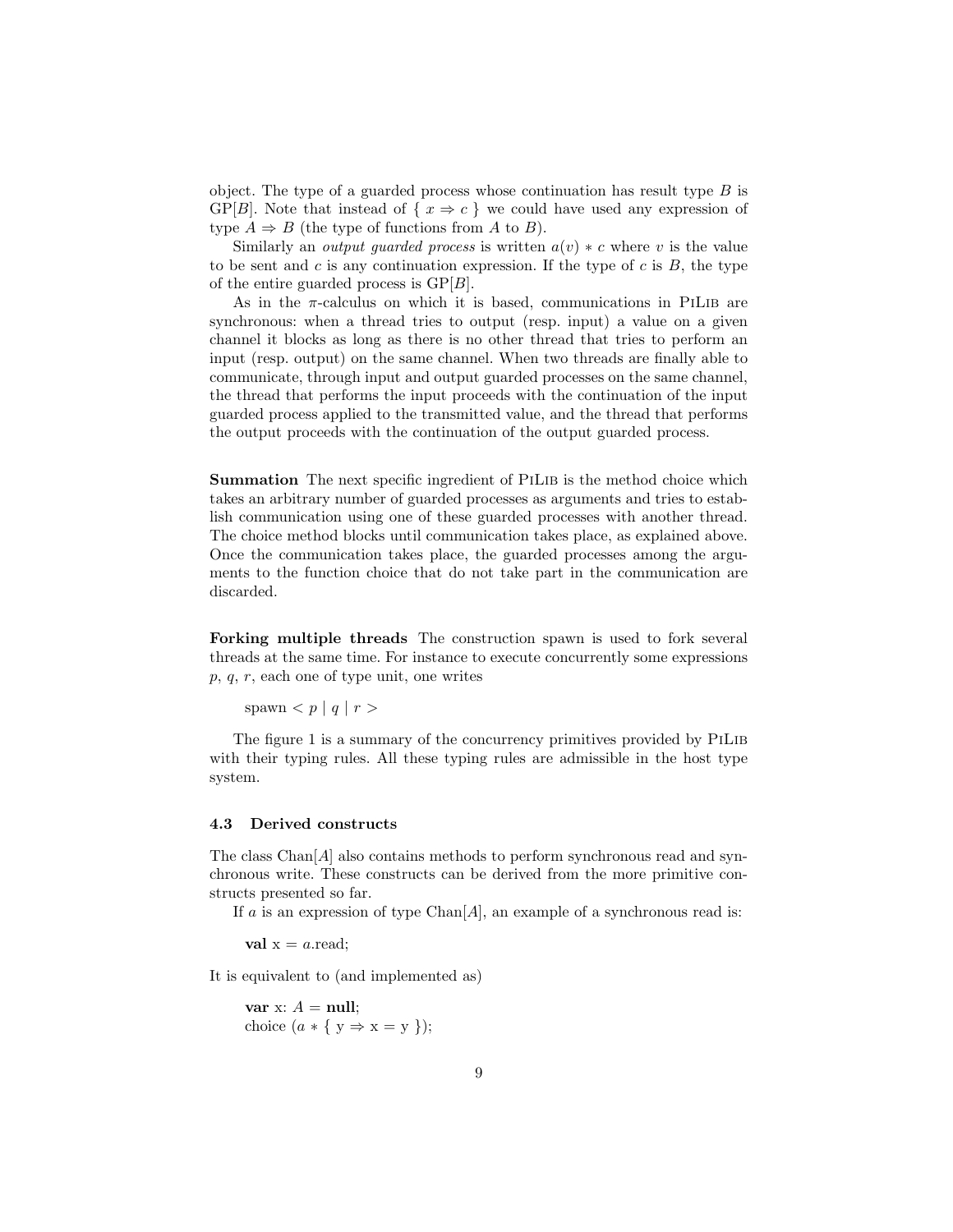object. The type of a guarded process whose continuation has result type $B$ is GP[$B$]. Note that instead of { $x \Rightarrow c$ } we could have used any expression of type $A \Rightarrow B$ (the type of functions from $A$ to $B$).

Similarly an *output guarded process* is written $a(v) * c$ where $v$ is the value to be sent and $c$ is any continuation expression. If the type of $c$ is $B$, the type of the entire guarded process is GP[$B$].

As in the $\pi$-calculus on which it is based, communications in PiLib are synchronous: when a thread tries to output (resp. input) a value on a given channel it blocks as long as there is no other thread that tries to perform an input (resp. output) on the same channel. When two threads are finally able to communicate, through input and output guarded processes on the same channel, the thread that performs the input proceeds with the continuation of the input guarded process applied to the transmitted value, and the thread that performs the output proceeds with the continuation of the output guarded process.

**Summation** The next specific ingredient of PiLib is the method choice which takes an arbitrary number of guarded processes as arguments and tries to establish communication using one of these guarded processes with another thread. The choice method blocks until communication takes place, as explained above. Once the communication takes place, the guarded processes among the arguments to the function choice that do not take part in the communication are discarded.

**Forking multiple threads** The construction spawn is used to fork several threads at the same time. For instance to execute concurrently some expressions $p$, $q$, $r$, each one of type unit, one writes

spawn < $p$ | $q$ | $r$ >

The figure 1 is a summary of the concurrency primitives provided by PiLib with their typing rules. All these typing rules are admissible in the host type system.

### 4.3 Derived constructs

The class Chan[$A$] also contains methods to perform synchronous read and synchronous write. These constructs can be derived from the more primitive constructs presented so far.

If $a$ is an expression of type Chan[$A$], an example of a synchronous read is:

```
val x = a.read;
```

It is equivalent to (and implemented as)

```
var x: A = null;
choice (a * { y => x = y });
```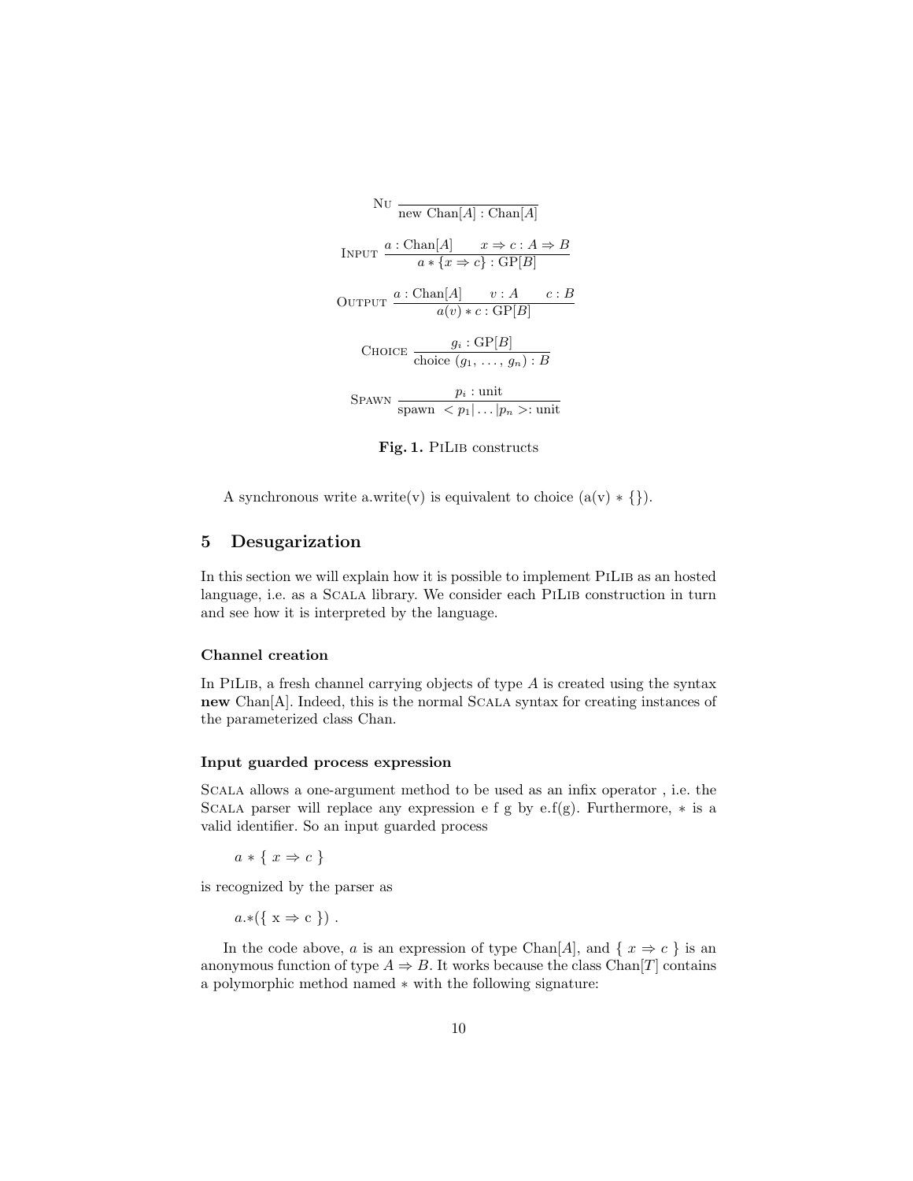$$\text{Nu}\ \frac{}{\text{new Chan}[A] : \text{Chan}[A]}$$

$$\text{Input}\ \frac{a : \text{Chan}[A] \qquad x \Rightarrow c : A \Rightarrow B}{a * \{x \Rightarrow c\} : \text{GP}[B]}$$

$$\text{Output}\ \frac{a : \text{Chan}[A] \qquad v : A \qquad c : B}{a(v) * c : \text{GP}[B]}$$

$$\text{Choice}\ \frac{g_i : \text{GP}[B]}{\text{choice}\ (g_1,\ \ldots,\ g_n) : B}$$

$$\text{Spawn}\ \frac{p_i : \text{unit}}{\text{spawn}\ < p_1 | \ldots | p_n >: \text{unit}}$$

**Fig. 1.** PiLib constructs

A synchronous write a.write(v) is equivalent to choice (a(v) * {}).

## 5 Desugarization

In this section we will explain how it is possible to implement PiLib as an hosted language, i.e. as a Scala library. We consider each PiLib construction in turn and see how it is interpreted by the language.

#### Channel creation

In PiLib, a fresh channel carrying objects of type $A$ is created using the syntax **new** Chan[A]. Indeed, this is the normal Scala syntax for creating instances of the parameterized class Chan.

#### Input guarded process expression

Scala allows a one-argument method to be used as an infix operator , i.e. the Scala parser will replace any expression e f g by e.f(g). Furthermore, * is a valid identifier. So an input guarded process

$a * \{\ x \Rightarrow c\ \}$

is recognized by the parser as

$a.*(\{\ \text{x} \Rightarrow \text{c}\ \})$ .

In the code above, $a$ is an expression of type Chan[$A$], and $\{\ x \Rightarrow c\ \}$ is an anonymous function of type $A \Rightarrow B$. It works because the class Chan[$T$] contains a polymorphic method named * with the following signature: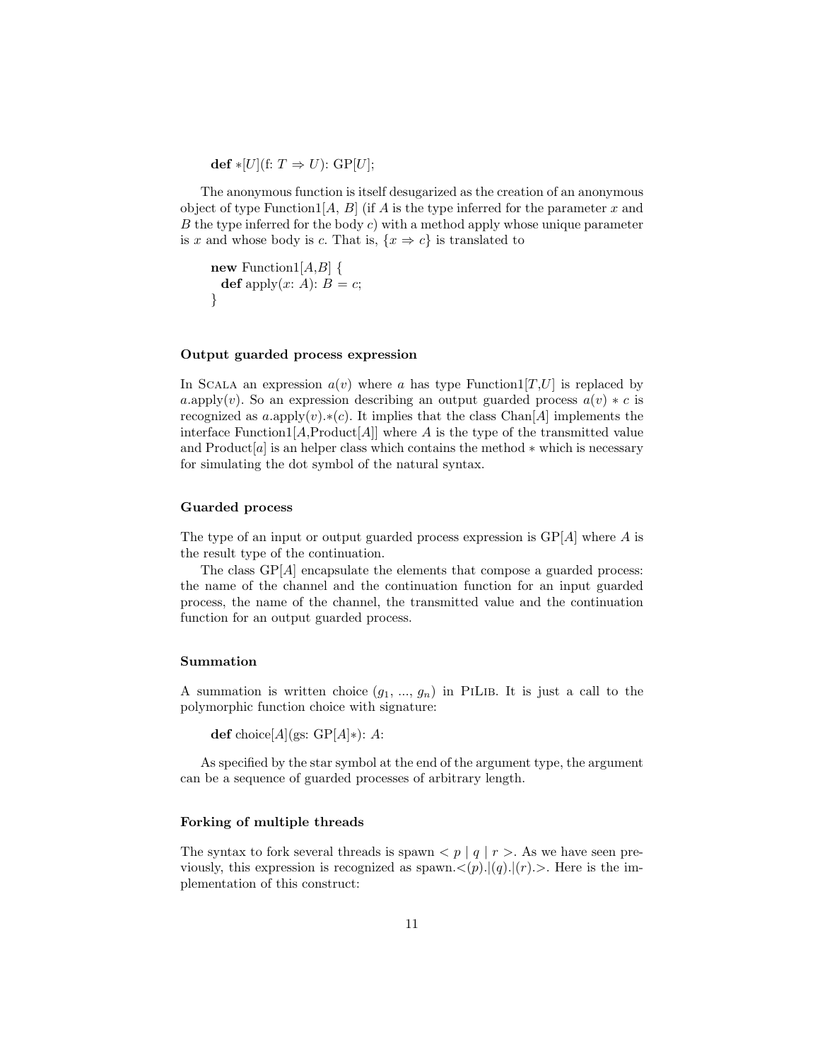**def** $*[U]$(f: $T \Rightarrow U$): GP[$U$];

The anonymous function is itself desugarized as the creation of an anonymous object of type Function1[$A$, $B$] (if $A$ is the type inferred for the parameter $x$ and $B$ the type inferred for the body $c$) with a method apply whose unique parameter is $x$ and whose body is $c$. That is, $\{x \Rightarrow c\}$ is translated to

```
new Function1[A,B] {
  def apply(x: A): B = c;
}
```

### Output guarded process expression

In Scala an expression $a(v)$ where $a$ has type Function1[$T$,$U$] is replaced by $a$.apply($v$). So an expression describing an output guarded process $a(v) * c$ is recognized as $a$.apply($v$).$*$($c$). It implies that the class Chan[$A$] implements the interface Function1[$A$,Product[$A$]] where $A$ is the type of the transmitted value and Product[$a$] is an helper class which contains the method $*$ which is necessary for simulating the dot symbol of the natural syntax.

### Guarded process

The type of an input or output guarded process expression is GP[$A$] where $A$ is the result type of the continuation.

The class GP[$A$] encapsulate the elements that compose a guarded process: the name of the channel and the continuation function for an input guarded process, the name of the channel, the transmitted value and the continuation function for an output guarded process.

### Summation

A summation is written choice ($g_1$, ..., $g_n$) in PiLib. It is just a call to the polymorphic function choice with signature:

**def** choice[$A$](gs: GP[$A$]$*$): $A$:

As specified by the star symbol at the end of the argument type, the argument can be a sequence of guarded processes of arbitrary length.

### Forking of multiple threads

The syntax to fork several threads is spawn $< p \mid q \mid r >$. As we have seen previously, this expression is recognized as spawn.<($p$).|($q$).|($r$).>. Here is the implementation of this construct: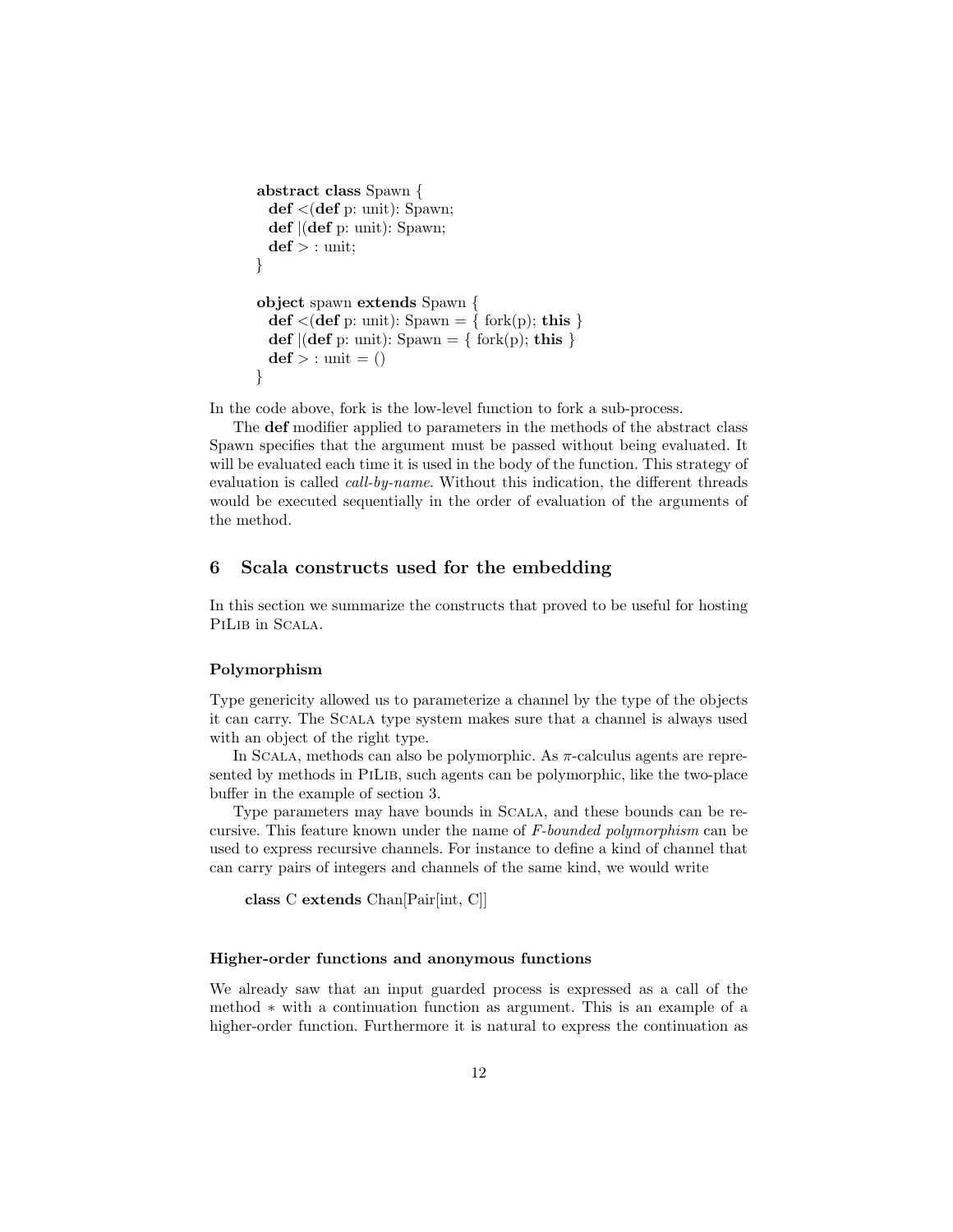```
abstract class Spawn {
  def <(def p: unit): Spawn;
  def |(def p: unit): Spawn;
  def > : unit;
}

object spawn extends Spawn {
  def <(def p: unit): Spawn = { fork(p); this }
  def |(def p: unit): Spawn = { fork(p); this }
  def > : unit = ()
}
```

In the code above, fork is the low-level function to fork a sub-process.

The **def** modifier applied to parameters in the methods of the abstract class Spawn specifies that the argument must be passed without being evaluated. It will be evaluated each time it is used in the body of the function. This strategy of evaluation is called *call-by-name*. Without this indication, the different threads would be executed sequentially in the order of evaluation of the arguments of the method.

## 6 Scala constructs used for the embedding

In this section we summarize the constructs that proved to be useful for hosting PiLib in Scala.

### Polymorphism

Type genericity allowed us to parameterize a channel by the type of the objects it can carry. The Scala type system makes sure that a channel is always used with an object of the right type.

In Scala, methods can also be polymorphic. As $\pi$-calculus agents are represented by methods in PiLib, such agents can be polymorphic, like the two-place buffer in the example of section 3.

Type parameters may have bounds in Scala, and these bounds can be recursive. This feature known under the name of *F-bounded polymorphism* can be used to express recursive channels. For instance to define a kind of channel that can carry pairs of integers and channels of the same kind, we would write

```
class C extends Chan[Pair[int, C]]
```

### Higher-order functions and anonymous functions

We already saw that an input guarded process is expressed as a call of the method $*$ with a continuation function as argument. This is an example of a higher-order function. Furthermore it is natural to express the continuation as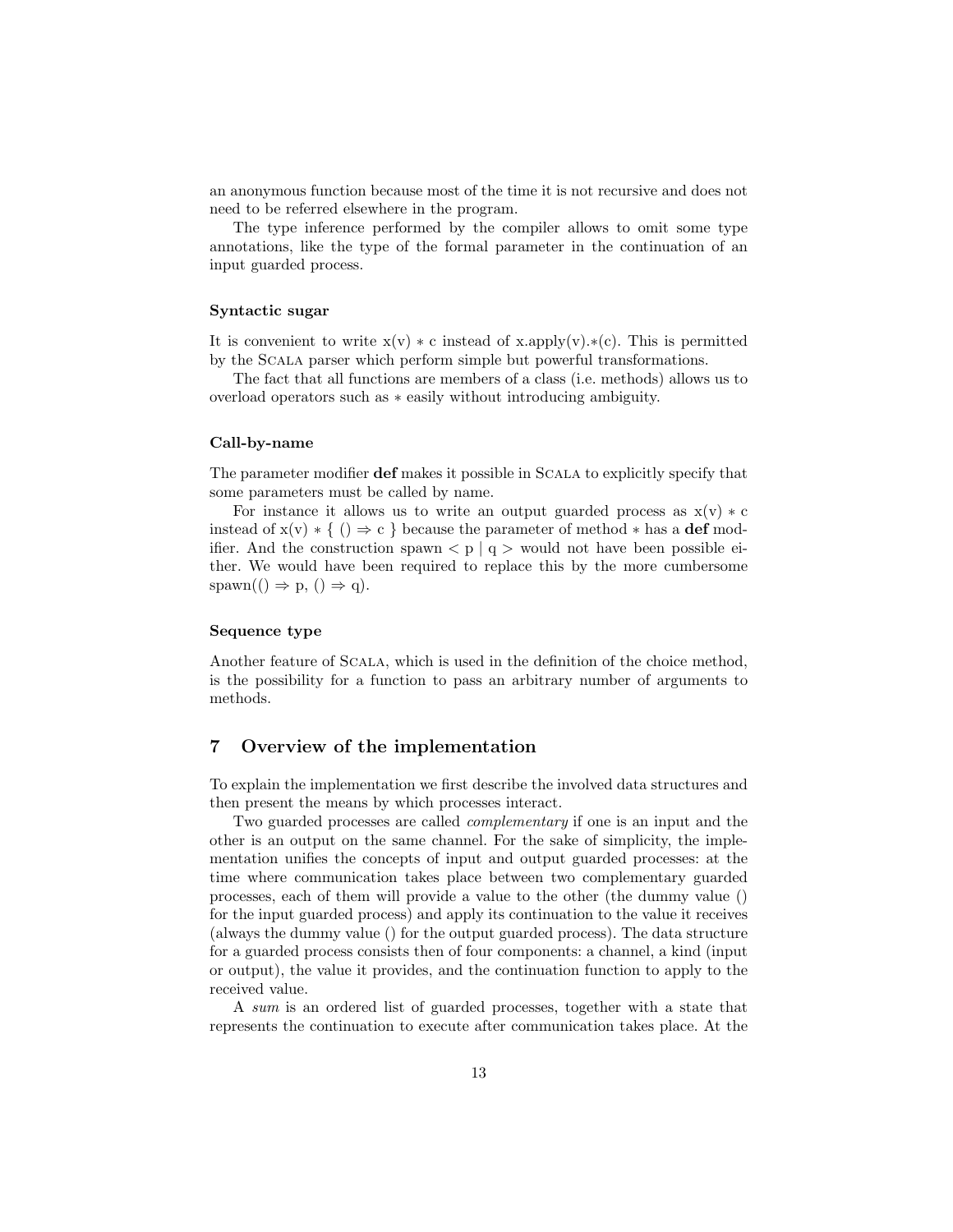an anonymous function because most of the time it is not recursive and does not need to be referred elsewhere in the program.

The type inference performed by the compiler allows to omit some type annotations, like the type of the formal parameter in the continuation of an input guarded process.

### Syntactic sugar

It is convenient to write x(v) ∗ c instead of x.apply(v).∗(c). This is permitted by the Scala parser which perform simple but powerful transformations.

The fact that all functions are members of a class (i.e. methods) allows us to overload operators such as ∗ easily without introducing ambiguity.

### Call-by-name

The parameter modifier **def** makes it possible in Scala to explicitly specify that some parameters must be called by name.

For instance it allows us to write an output guarded process as x(v) ∗ c instead of x(v) ∗ { () ⇒ c } because the parameter of method ∗ has a **def** modifier. And the construction spawn < p | q > would not have been possible either. We would have been required to replace this by the more cumbersome spawn(() ⇒ p, () ⇒ q).

### Sequence type

Another feature of Scala, which is used in the definition of the choice method, is the possibility for a function to pass an arbitrary number of arguments to methods.

## 7 Overview of the implementation

To explain the implementation we first describe the involved data structures and then present the means by which processes interact.

Two guarded processes are called *complementary* if one is an input and the other is an output on the same channel. For the sake of simplicity, the implementation unifies the concepts of input and output guarded processes: at the time where communication takes place between two complementary guarded processes, each of them will provide a value to the other (the dummy value () for the input guarded process) and apply its continuation to the value it receives (always the dummy value () for the output guarded process). The data structure for a guarded process consists then of four components: a channel, a kind (input or output), the value it provides, and the continuation function to apply to the received value.

A *sum* is an ordered list of guarded processes, together with a state that represents the continuation to execute after communication takes place. At the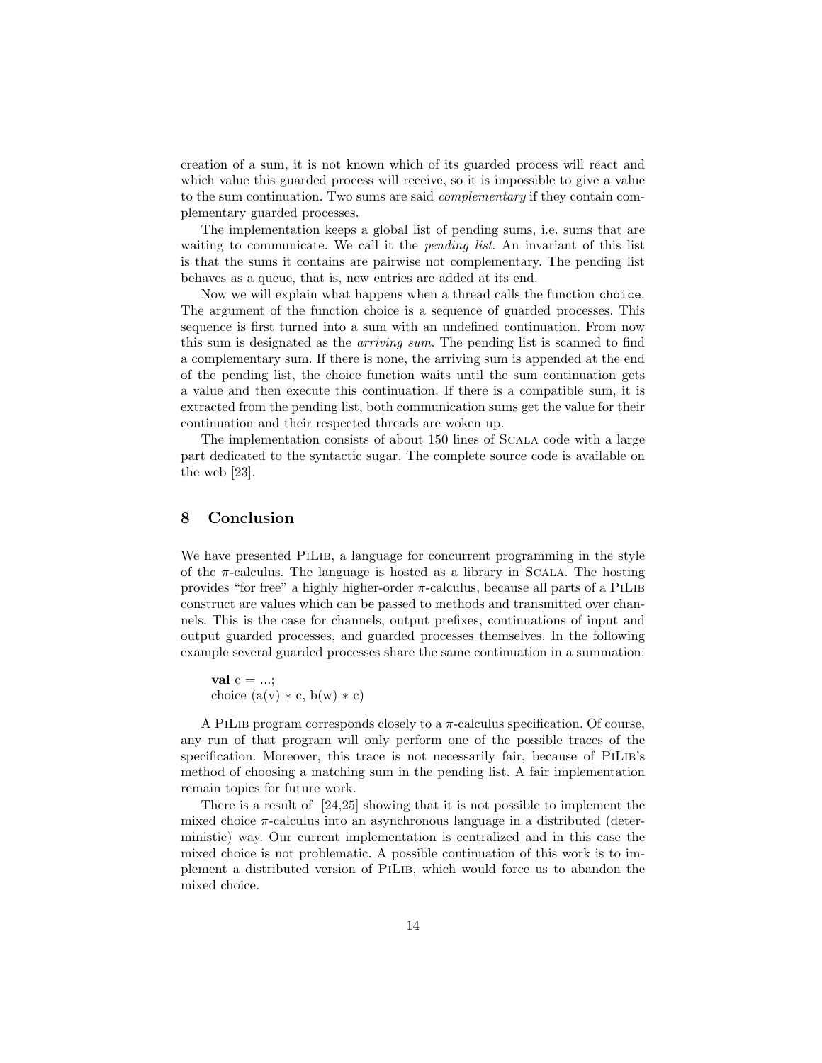creation of a sum, it is not known which of its guarded process will react and which value this guarded process will receive, so it is impossible to give a value to the sum continuation. Two sums are said *complementary* if they contain complementary guarded processes.

The implementation keeps a global list of pending sums, i.e. sums that are waiting to communicate. We call it the *pending list*. An invariant of this list is that the sums it contains are pairwise not complementary. The pending list behaves as a queue, that is, new entries are added at its end.

Now we will explain what happens when a thread calls the function `choice`. The argument of the function choice is a sequence of guarded processes. This sequence is first turned into a sum with an undefined continuation. From now this sum is designated as the *arriving sum*. The pending list is scanned to find a complementary sum. If there is none, the arriving sum is appended at the end of the pending list, the choice function waits until the sum continuation gets a value and then execute this continuation. If there is a compatible sum, it is extracted from the pending list, both communication sums get the value for their continuation and their respected threads are woken up.

The implementation consists of about 150 lines of SCALA code with a large part dedicated to the syntactic sugar. The complete source code is available on the web [23].

## 8 Conclusion

We have presented PILIB, a language for concurrent programming in the style of the $\pi$-calculus. The language is hosted as a library in SCALA. The hosting provides "for free" a highly higher-order $\pi$-calculus, because all parts of a PILIB construct are values which can be passed to methods and transmitted over channels. This is the case for channels, output prefixes, continuations of input and output guarded processes, and guarded processes themselves. In the following example several guarded processes share the same continuation in a summation:

```
val c = ...;
choice (a(v) * c, b(w) * c)
```

A PILIB program corresponds closely to a $\pi$-calculus specification. Of course, any run of that program will only perform one of the possible traces of the specification. Moreover, this trace is not necessarily fair, because of PILIB's method of choosing a matching sum in the pending list. A fair implementation remain topics for future work.

There is a result of [24,25] showing that it is not possible to implement the mixed choice $\pi$-calculus into an asynchronous language in a distributed (deterministic) way. Our current implementation is centralized and in this case the mixed choice is not problematic. A possible continuation of this work is to implement a distributed version of PILIB, which would force us to abandon the mixed choice.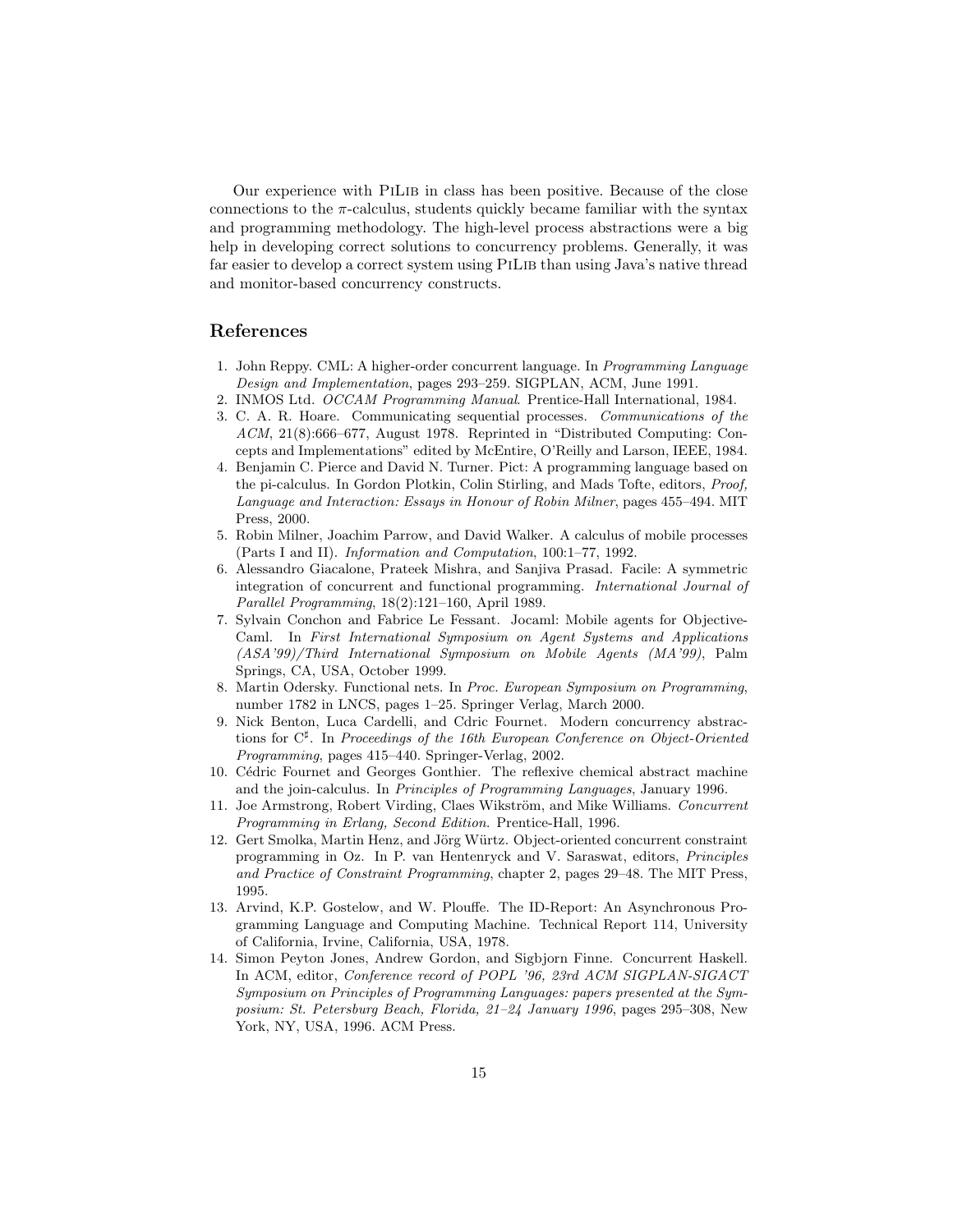Our experience with PiLib in class has been positive. Because of the close connections to the $\pi$-calculus, students quickly became familiar with the syntax and programming methodology. The high-level process abstractions were a big help in developing correct solutions to concurrency problems. Generally, it was far easier to develop a correct system using PiLib than using Java's native thread and monitor-based concurrency constructs.

## References

1. John Reppy. CML: A higher-order concurrent language. In *Programming Language Design and Implementation*, pages 293–259. SIGPLAN, ACM, June 1991.
2. INMOS Ltd. *OCCAM Programming Manual*. Prentice-Hall International, 1984.
3. C. A. R. Hoare. Communicating sequential processes. *Communications of the ACM*, 21(8):666–677, August 1978. Reprinted in "Distributed Computing: Concepts and Implementations" edited by McEntire, O'Reilly and Larson, IEEE, 1984.
4. Benjamin C. Pierce and David N. Turner. Pict: A programming language based on the pi-calculus. In Gordon Plotkin, Colin Stirling, and Mads Tofte, editors, *Proof, Language and Interaction: Essays in Honour of Robin Milner*, pages 455–494. MIT Press, 2000.
5. Robin Milner, Joachim Parrow, and David Walker. A calculus of mobile processes (Parts I and II). *Information and Computation*, 100:1–77, 1992.
6. Alessandro Giacalone, Prateek Mishra, and Sanjiva Prasad. Facile: A symmetric integration of concurrent and functional programming. *International Journal of Parallel Programming*, 18(2):121–160, April 1989.
7. Sylvain Conchon and Fabrice Le Fessant. Jocaml: Mobile agents for Objective-Caml. In *First International Symposium on Agent Systems and Applications (ASA'99)/Third International Symposium on Mobile Agents (MA'99)*, Palm Springs, CA, USA, October 1999.
8. Martin Odersky. Functional nets. In *Proc. European Symposium on Programming*, number 1782 in LNCS, pages 1–25. Springer Verlag, March 2000.
9. Nick Benton, Luca Cardelli, and Cdric Fournet. Modern concurrency abstractions for C$^\sharp$. In *Proceedings of the 16th European Conference on Object-Oriented Programming*, pages 415–440. Springer-Verlag, 2002.
10. Cédric Fournet and Georges Gonthier. The reflexive chemical abstract machine and the join-calculus. In *Principles of Programming Languages*, January 1996.
11. Joe Armstrong, Robert Virding, Claes Wikström, and Mike Williams. *Concurrent Programming in Erlang, Second Edition*. Prentice-Hall, 1996.
12. Gert Smolka, Martin Henz, and Jörg Würtz. Object-oriented concurrent constraint programming in Oz. In P. van Hentenryck and V. Saraswat, editors, *Principles and Practice of Constraint Programming*, chapter 2, pages 29–48. The MIT Press, 1995.
13. Arvind, K.P. Gostelow, and W. Plouffe. The ID-Report: An Asynchronous Programming Language and Computing Machine. Technical Report 114, University of California, Irvine, California, USA, 1978.
14. Simon Peyton Jones, Andrew Gordon, and Sigbjorn Finne. Concurrent Haskell. In ACM, editor, *Conference record of POPL '96, 23rd ACM SIGPLAN-SIGACT Symposium on Principles of Programming Languages: papers presented at the Symposium: St. Petersburg Beach, Florida, 21–24 January 1996*, pages 295–308, New York, NY, USA, 1996. ACM Press.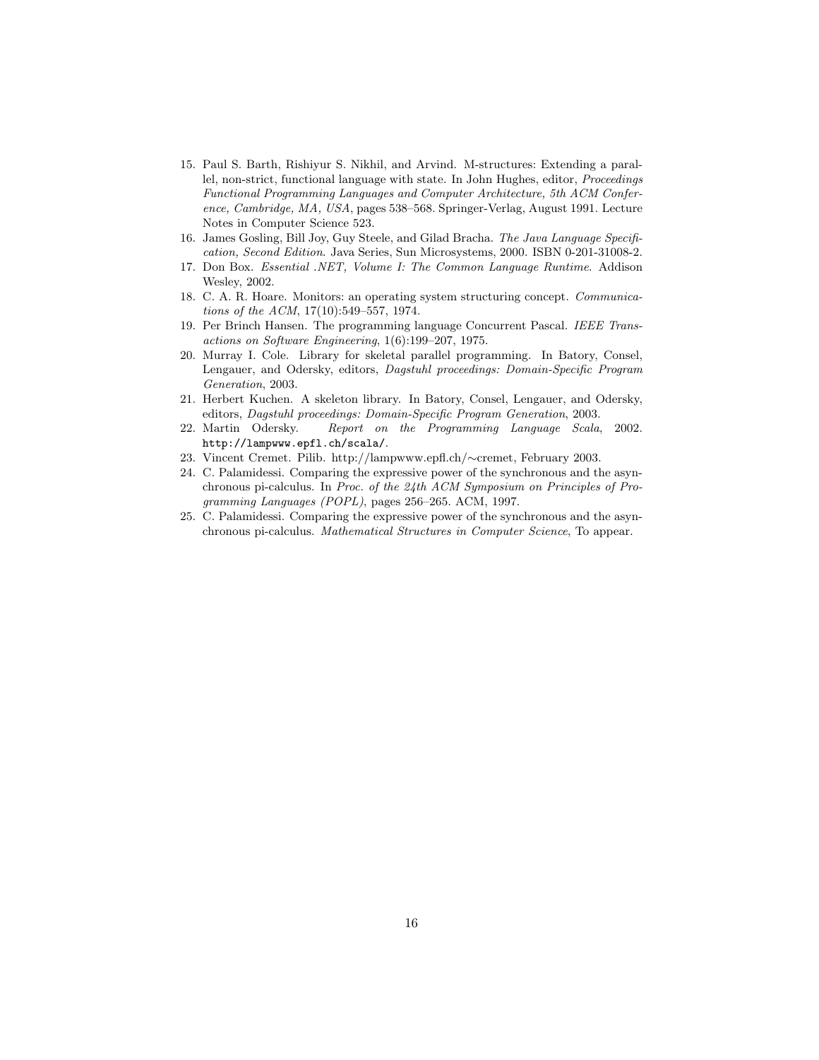15. Paul S. Barth, Rishiyur S. Nikhil, and Arvind. M-structures: Extending a parallel, non-strict, functional language with state. In John Hughes, editor, *Proceedings Functional Programming Languages and Computer Architecture, 5th ACM Conference, Cambridge, MA, USA*, pages 538–568. Springer-Verlag, August 1991. Lecture Notes in Computer Science 523.
16. James Gosling, Bill Joy, Guy Steele, and Gilad Bracha. *The Java Language Specification, Second Edition*. Java Series, Sun Microsystems, 2000. ISBN 0-201-31008-2.
17. Don Box. *Essential .NET, Volume I: The Common Language Runtime*. Addison Wesley, 2002.
18. C. A. R. Hoare. Monitors: an operating system structuring concept. *Communications of the ACM*, 17(10):549–557, 1974.
19. Per Brinch Hansen. The programming language Concurrent Pascal. *IEEE Transactions on Software Engineering*, 1(6):199–207, 1975.
20. Murray I. Cole. Library for skeletal parallel programming. In Batory, Consel, Lengauer, and Odersky, editors, *Dagstuhl proceedings: Domain-Specific Program Generation*, 2003.
21. Herbert Kuchen. A skeleton library. In Batory, Consel, Lengauer, and Odersky, editors, *Dagstuhl proceedings: Domain-Specific Program Generation*, 2003.
22. Martin Odersky. *Report on the Programming Language Scala*, 2002. `http://lampwww.epfl.ch/scala/`.
23. Vincent Cremet. Pilib. http://lampwww.epfl.ch/∼cremet, February 2003.
24. C. Palamidessi. Comparing the expressive power of the synchronous and the asynchronous pi-calculus. In *Proc. of the 24th ACM Symposium on Principles of Programming Languages (POPL)*, pages 256–265. ACM, 1997.
25. C. Palamidessi. Comparing the expressive power of the synchronous and the asynchronous pi-calculus. *Mathematical Structures in Computer Science*, To appear.